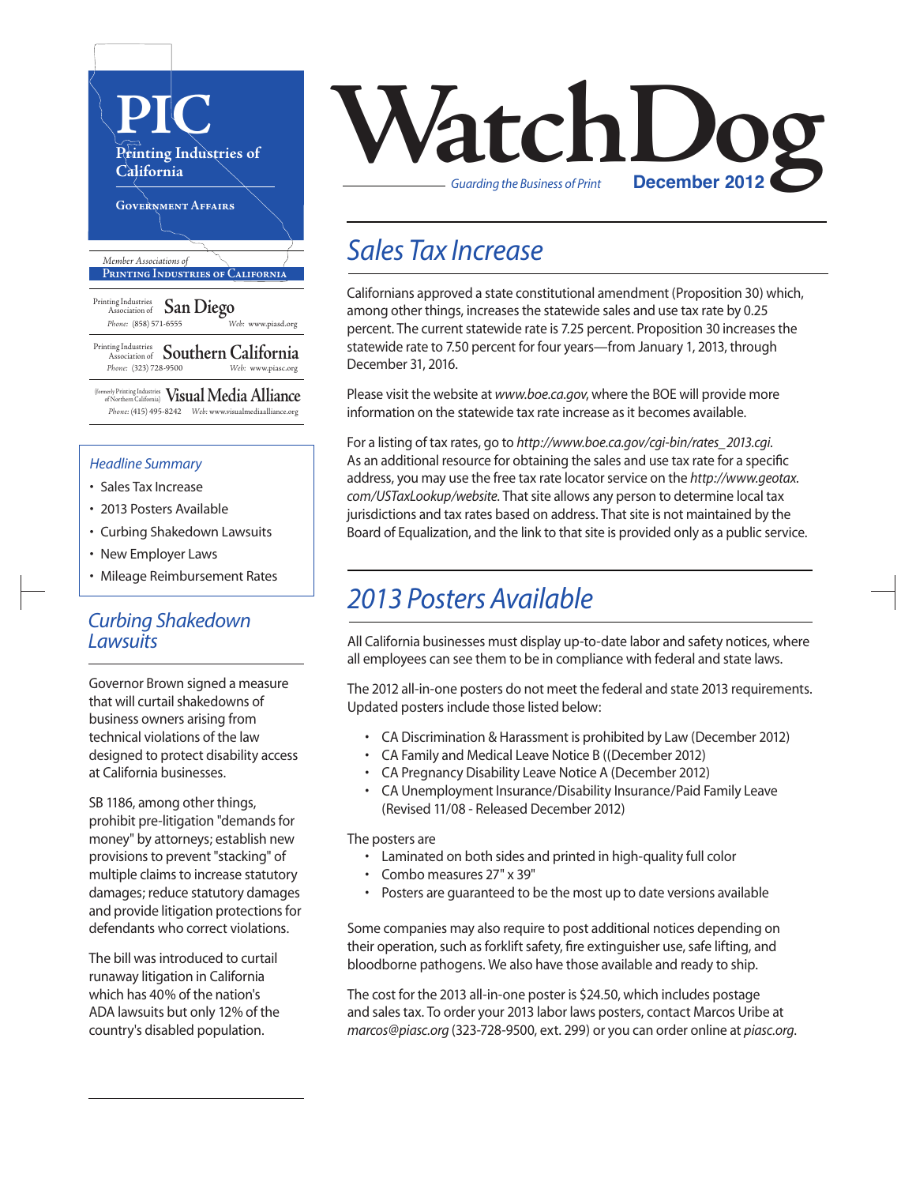# PIC

Printing Industries of California

Government Affairs

*Member Associations of*
**Printing Industries of California**

Printing Industries Association of **San Diego**
*Phone:* (858) 571-6555 *Web:* www.piasd.org

Printing Industries Association of **Southern California**
*Phone:* (323) 728-9500 *Web:* www.piasc.org

(formerly Printing Industries of Northern California) **Visual Media Alliance**
*Phone:* (415) 495-8242 *Web:* www.visualmediaalliance.org

# WatchDog

*Guarding the Business of Print* **December 2012**

*Headline Summary*

- Sales Tax Increase
- 2013 Posters Available
- Curbing Shakedown Lawsuits
- New Employer Laws
- Mileage Reimbursement Rates

## *Sales Tax Increase*

Californians approved a state constitutional amendment (Proposition 30) which, among other things, increases the statewide sales and use tax rate by 0.25 percent. The current statewide rate is 7.25 percent. Proposition 30 increases the statewide rate to 7.50 percent for four years—from January 1, 2013, through December 31, 2016.

Please visit the website at *www.boe.ca.gov*, where the BOE will provide more information on the statewide tax rate increase as it becomes available.

For a listing of tax rates, go to *http://www.boe.ca.gov/cgi-bin/rates_2013.cgi*. As an additional resource for obtaining the sales and use tax rate for a specific address, you may use the free tax rate locator service on the *http://www.geotax.com/USTaxLookup/website*. That site allows any person to determine local tax jurisdictions and tax rates based on address. That site is not maintained by the Board of Equalization, and the link to that site is provided only as a public service.

## *2013 Posters Available*

All California businesses must display up-to-date labor and safety notices, where all employees can see them to be in compliance with federal and state laws.

The 2012 all-in-one posters do not meet the federal and state 2013 requirements. Updated posters include those listed below:

- CA Discrimination & Harassment is prohibited by Law (December 2012)
- CA Family and Medical Leave Notice B ((December 2012)
- CA Pregnancy Disability Leave Notice A (December 2012)
- CA Unemployment Insurance/Disability Insurance/Paid Family Leave (Revised 11/08 - Released December 2012)

The posters are

- Laminated on both sides and printed in high-quality full color
- Combo measures 27" x 39"
- Posters are guaranteed to be the most up to date versions available

Some companies may also require to post additional notices depending on their operation, such as forklift safety, fire extinguisher use, safe lifting, and bloodborne pathogens. We also have those available and ready to ship.

The cost for the 2013 all-in-one poster is $24.50, which includes postage and sales tax. To order your 2013 labor laws posters, contact Marcos Uribe at *marcos@piasc.org* (323-728-9500, ext. 299) or you can order online at *piasc.org*.

## *Curbing Shakedown Lawsuits*

Governor Brown signed a measure that will curtail shakedowns of business owners arising from technical violations of the law designed to protect disability access at California businesses.

SB 1186, among other things, prohibit pre-litigation "demands for money" by attorneys; establish new provisions to prevent "stacking" of multiple claims to increase statutory damages; reduce statutory damages and provide litigation protections for defendants who correct violations.

The bill was introduced to curtail runaway litigation in California which has 40% of the nation's ADA lawsuits but only 12% of the country's disabled population.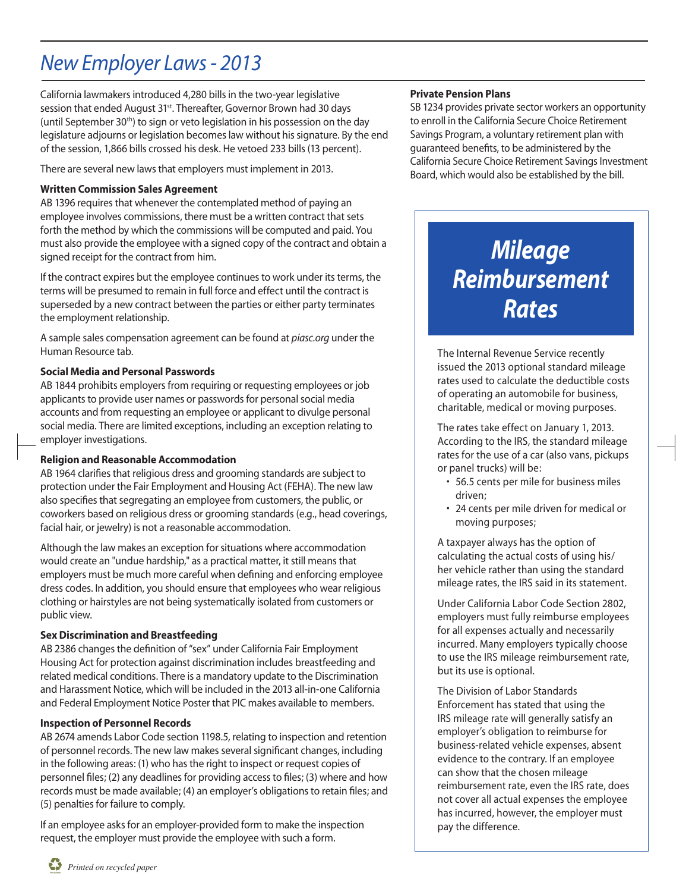# *New Employer Laws - 2013*

California lawmakers introduced 4,280 bills in the two-year legislative session that ended August 31st. Thereafter, Governor Brown had 30 days (until September 30th) to sign or veto legislation in his possession on the day legislature adjourns or legislation becomes law without his signature. By the end of the session, 1,866 bills crossed his desk. He vetoed 233 bills (13 percent).

There are several new laws that employers must implement in 2013.

**Written Commission Sales Agreement**

AB 1396 requires that whenever the contemplated method of paying an employee involves commissions, there must be a written contract that sets forth the method by which the commissions will be computed and paid. You must also provide the employee with a signed copy of the contract and obtain a signed receipt for the contract from him.

If the contract expires but the employee continues to work under its terms, the terms will be presumed to remain in full force and effect until the contract is superseded by a new contract between the parties or either party terminates the employment relationship.

A sample sales compensation agreement can be found at *piasc.org* under the Human Resource tab.

**Social Media and Personal Passwords**

AB 1844 prohibits employers from requiring or requesting employees or job applicants to provide user names or passwords for personal social media accounts and from requesting an employee or applicant to divulge personal social media. There are limited exceptions, including an exception relating to employer investigations.

**Religion and Reasonable Accommodation**

AB 1964 clarifies that religious dress and grooming standards are subject to protection under the Fair Employment and Housing Act (FEHA). The new law also specifies that segregating an employee from customers, the public, or coworkers based on religious dress or grooming standards (e.g., head coverings, facial hair, or jewelry) is not a reasonable accommodation.

Although the law makes an exception for situations where accommodation would create an "undue hardship," as a practical matter, it still means that employers must be much more careful when defining and enforcing employee dress codes. In addition, you should ensure that employees who wear religious clothing or hairstyles are not being systematically isolated from customers or public view.

**Sex Discrimination and Breastfeeding**

AB 2386 changes the definition of "sex" under California Fair Employment Housing Act for protection against discrimination includes breastfeeding and related medical conditions. There is a mandatory update to the Discrimination and Harassment Notice, which will be included in the 2013 all-in-one California and Federal Employment Notice Poster that PIC makes available to members.

**Inspection of Personnel Records**

AB 2674 amends Labor Code section 1198.5, relating to inspection and retention of personnel records. The new law makes several significant changes, including in the following areas: (1) who has the right to inspect or request copies of personnel files; (2) any deadlines for providing access to files; (3) where and how records must be made available; (4) an employer's obligations to retain files; and (5) penalties for failure to comply.

If an employee asks for an employer-provided form to make the inspection request, the employer must provide the employee with such a form.

**Private Pension Plans**

SB 1234 provides private sector workers an opportunity to enroll in the California Secure Choice Retirement Savings Program, a voluntary retirement plan with guaranteed benefits, to be administered by the California Secure Choice Retirement Savings Investment Board, which would also be established by the bill.

## *Mileage Reimbursement Rates*

The Internal Revenue Service recently issued the 2013 optional standard mileage rates used to calculate the deductible costs of operating an automobile for business, charitable, medical or moving purposes.

The rates take effect on January 1, 2013. According to the IRS, the standard mileage rates for the use of a car (also vans, pickups or panel trucks) will be:

- 56.5 cents per mile for business miles driven;
- 24 cents per mile driven for medical or moving purposes;

A taxpayer always has the option of calculating the actual costs of using his/her vehicle rather than using the standard mileage rates, the IRS said in its statement.

Under California Labor Code Section 2802, employers must fully reimburse employees for all expenses actually and necessarily incurred. Many employers typically choose to use the IRS mileage reimbursement rate, but its use is optional.

The Division of Labor Standards Enforcement has stated that using the IRS mileage rate will generally satisfy an employer's obligation to reimburse for business-related vehicle expenses, absent evidence to the contrary. If an employee can show that the chosen mileage reimbursement rate, even the IRS rate, does not cover all actual expenses the employee has incurred, however, the employer must pay the difference.

*Printed on recycled paper*